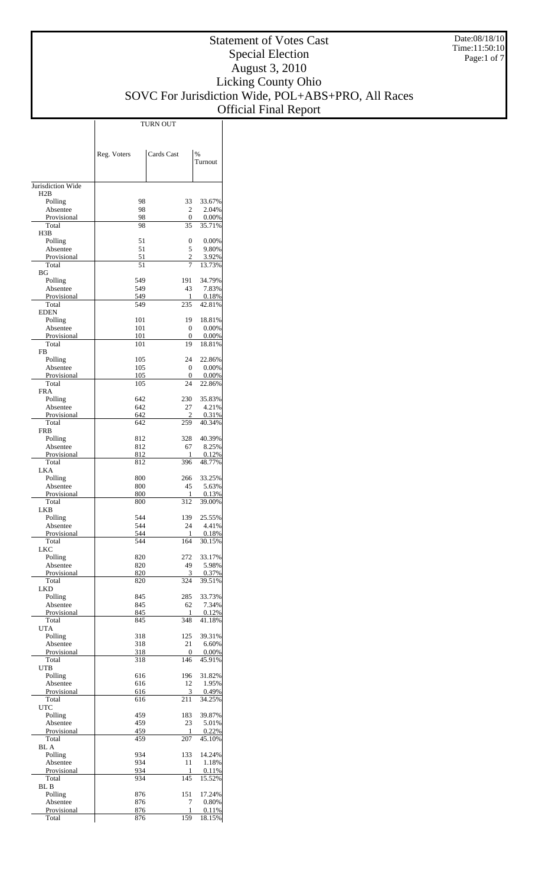# Statement of Votes Cast
## Special Election
## August 3, 2010
## Licking County Ohio
## SOVC For Jurisdiction Wide, POL+ABS+PRO, All Races
## Official Final Report

Date:08/18/10
Time:11:50:10

| | TURN OUT | | |
|---|---|---|---|
| | Reg. Voters | Cards Cast | % Turnout |
| Jurisdiction Wide | | | |
| H2B | | | |
| Polling | 98 | 33 | 33.67% |
| Absentee | 98 | 2 | 2.04% |
| Provisional | 98 | 0 | 0.00% |
| Total | 98 | 35 | 35.71% |
| H3B | | | |
| Polling | 51 | 0 | 0.00% |
| Absentee | 51 | 5 | 9.80% |
| Provisional | 51 | 2 | 3.92% |
| Total | 51 | 7 | 13.73% |
| BG | | | |
| Polling | 549 | 191 | 34.79% |
| Absentee | 549 | 43 | 7.83% |
| Provisional | 549 | 1 | 0.18% |
| Total | 549 | 235 | 42.81% |
| EDEN | | | |
| Polling | 101 | 19 | 18.81% |
| Absentee | 101 | 0 | 0.00% |
| Provisional | 101 | 0 | 0.00% |
| Total | 101 | 19 | 18.81% |
| FB | | | |
| Polling | 105 | 24 | 22.86% |
| Absentee | 105 | 0 | 0.00% |
| Provisional | 105 | 0 | 0.00% |
| Total | 105 | 24 | 22.86% |
| FRA | | | |
| Polling | 642 | 230 | 35.83% |
| Absentee | 642 | 27 | 4.21% |
| Provisional | 642 | 2 | 0.31% |
| Total | 642 | 259 | 40.34% |
| FRB | | | |
| Polling | 812 | 328 | 40.39% |
| Absentee | 812 | 67 | 8.25% |
| Provisional | 812 | 1 | 0.12% |
| Total | 812 | 396 | 48.77% |
| LKA | | | |
| Polling | 800 | 266 | 33.25% |
| Absentee | 800 | 45 | 5.63% |
| Provisional | 800 | 1 | 0.13% |
| Total | 800 | 312 | 39.00% |
| LKB | | | |
| Polling | 544 | 139 | 25.55% |
| Absentee | 544 | 24 | 4.41% |
| Provisional | 544 | 1 | 0.18% |
| Total | 544 | 164 | 30.15% |
| LKC | | | |
| Polling | 820 | 272 | 33.17% |
| Absentee | 820 | 49 | 5.98% |
| Provisional | 820 | 3 | 0.37% |
| Total | 820 | 324 | 39.51% |
| LKD | | | |
| Polling | 845 | 285 | 33.73% |
| Absentee | 845 | 62 | 7.34% |
| Provisional | 845 | 1 | 0.12% |
| Total | 845 | 348 | 41.18% |
| UTA | | | |
| Polling | 318 | 125 | 39.31% |
| Absentee | 318 | 21 | 6.60% |
| Provisional | 318 | 0 | 0.00% |
| Total | 318 | 146 | 45.91% |
| UTB | | | |
| Polling | 616 | 196 | 31.82% |
| Absentee | 616 | 12 | 1.95% |
| Provisional | 616 | 3 | 0.49% |
| Total | 616 | 211 | 34.25% |
| UTC | | | |
| Polling | 459 | 183 | 39.87% |
| Absentee | 459 | 23 | 5.01% |
| Provisional | 459 | 1 | 0.22% |
| Total | 459 | 207 | 45.10% |
| BL A | | | |
| Polling | 934 | 133 | 14.24% |
| Absentee | 934 | 11 | 1.18% |
| Provisional | 934 | 1 | 0.11% |
| Total | 934 | 145 | 15.52% |
| BL B | | | |
| Polling | 876 | 151 | 17.24% |
| Absentee | 876 | 7 | 0.80% |
| Provisional | 876 | 1 | 0.11% |
| Total | 876 | 159 | 18.15% |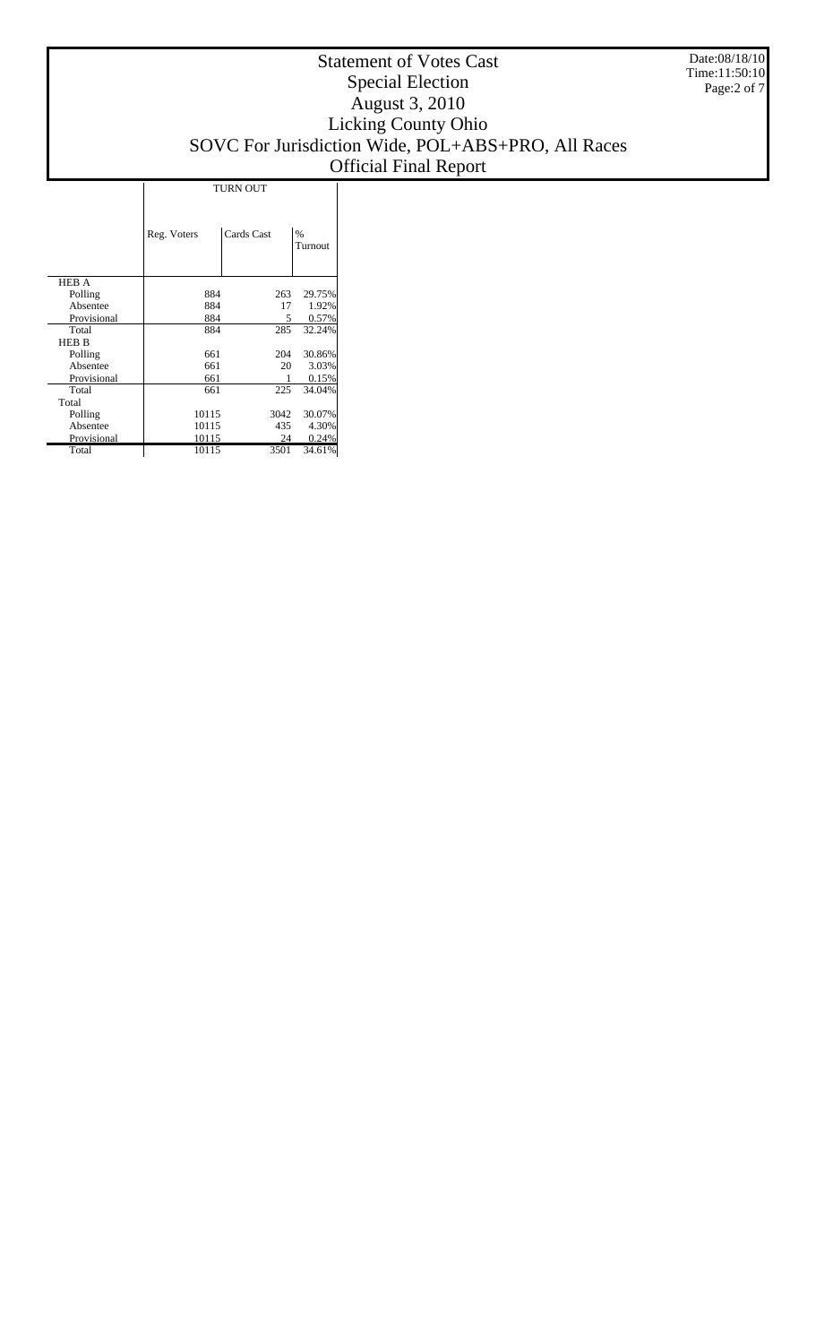# Statement of Votes Cast
## Special Election
## August 3, 2010
## Licking County Ohio
## SOVC For Jurisdiction Wide, POL+ABS+PRO, All Races
## Official Final Report

Date:08/18/10
Time:11:50:10

| | TURN OUT | | |
|---|---|---|---|
| | Reg. Voters | Cards Cast | % Turnout |
| HEB A | | | |
| Polling | 884 | 263 | 29.75% |
| Absentee | 884 | 17 | 1.92% |
| Provisional | 884 | 5 | 0.57% |
| Total | 884 | 285 | 32.24% |
| HEB B | | | |
| Polling | 661 | 204 | 30.86% |
| Absentee | 661 | 20 | 3.03% |
| Provisional | 661 | 1 | 0.15% |
| Total | 661 | 225 | 34.04% |
| Total | | | |
| Polling | 10115 | 3042 | 30.07% |
| Absentee | 10115 | 435 | 4.30% |
| Provisional | 10115 | 24 | 0.24% |
| Total | 10115 | 3501 | 34.61% |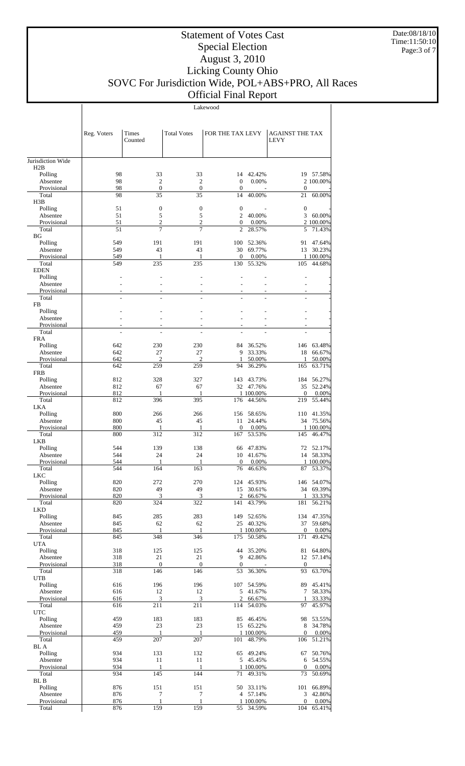# Statement of Votes Cast
## Special Election
## August 3, 2010
## Licking County Ohio
## SOVC For Jurisdiction Wide, POL+ABS+PRO, All Races
## Official Final Report

Date:08/18/10
Time:11:50:10

Lakewood

| | Reg. Voters | Times Counted | Total Votes | FOR THE TAX LEVY | | AGAINST THE TAX LEVY | |
|---|---|---|---|---|---|---|---|
| Jurisdiction Wide | | | | | | | |
| H2B | | | | | | | |
| Polling | 98 | 33 | 33 | 14 | 42.42% | 19 | 57.58% |
| Absentee | 98 | 2 | 2 | 0 | 0.00% | 2 | 100.00% |
| Provisional | 98 | 0 | 0 | 0 | - | 0 | - |
| Total | 98 | 35 | 35 | 14 | 40.00% | 21 | 60.00% |
| H3B | | | | | | | |
| Polling | 51 | 0 | 0 | 0 | - | 0 | - |
| Absentee | 51 | 5 | 5 | 2 | 40.00% | 3 | 60.00% |
| Provisional | 51 | 2 | 2 | 0 | 0.00% | 2 | 100.00% |
| Total | 51 | 7 | 7 | 2 | 28.57% | 5 | 71.43% |
| BG | | | | | | | |
| Polling | 549 | 191 | 191 | 100 | 52.36% | 91 | 47.64% |
| Absentee | 549 | 43 | 43 | 30 | 69.77% | 13 | 30.23% |
| Provisional | 549 | 1 | 1 | 0 | 0.00% | 1 | 100.00% |
| Total | 549 | 235 | 235 | 130 | 55.32% | 105 | 44.68% |
| EDEN | | | | | | | |
| Polling | - | - | - | - | - | - | - |
| Absentee | - | - | - | - | - | - | - |
| Provisional | - | - | - | - | - | - | - |
| Total | - | - | - | - | - | - | - |
| FB | | | | | | | |
| Polling | - | - | - | - | - | - | - |
| Absentee | - | - | - | - | - | - | - |
| Provisional | - | - | - | - | - | - | - |
| Total | - | - | - | - | - | - | - |
| FRA | | | | | | | |
| Polling | 642 | 230 | 230 | 84 | 36.52% | 146 | 63.48% |
| Absentee | 642 | 27 | 27 | 9 | 33.33% | 18 | 66.67% |
| Provisional | 642 | 2 | 2 | 1 | 50.00% | 1 | 50.00% |
| Total | 642 | 259 | 259 | 94 | 36.29% | 165 | 63.71% |
| FRB | | | | | | | |
| Polling | 812 | 328 | 327 | 143 | 43.73% | 184 | 56.27% |
| Absentee | 812 | 67 | 67 | 32 | 47.76% | 35 | 52.24% |
| Provisional | 812 | 1 | 1 | 1 | 100.00% | 0 | 0.00% |
| Total | 812 | 396 | 395 | 176 | 44.56% | 219 | 55.44% |
| LKA | | | | | | | |
| Polling | 800 | 266 | 266 | 156 | 58.65% | 110 | 41.35% |
| Absentee | 800 | 45 | 45 | 11 | 24.44% | 34 | 75.56% |
| Provisional | 800 | 1 | 1 | 0 | 0.00% | 1 | 100.00% |
| Total | 800 | 312 | 312 | 167 | 53.53% | 145 | 46.47% |
| LKB | | | | | | | |
| Polling | 544 | 139 | 138 | 66 | 47.83% | 72 | 52.17% |
| Absentee | 544 | 24 | 24 | 10 | 41.67% | 14 | 58.33% |
| Provisional | 544 | 1 | 1 | 0 | 0.00% | 1 | 100.00% |
| Total | 544 | 164 | 163 | 76 | 46.63% | 87 | 53.37% |
| LKC | | | | | | | |
| Polling | 820 | 272 | 270 | 124 | 45.93% | 146 | 54.07% |
| Absentee | 820 | 49 | 49 | 15 | 30.61% | 34 | 69.39% |
| Provisional | 820 | 3 | 3 | 2 | 66.67% | 1 | 33.33% |
| Total | 820 | 324 | 322 | 141 | 43.79% | 181 | 56.21% |
| LKD | | | | | | | |
| Polling | 845 | 285 | 283 | 149 | 52.65% | 134 | 47.35% |
| Absentee | 845 | 62 | 62 | 25 | 40.32% | 37 | 59.68% |
| Provisional | 845 | 1 | 1 | 1 | 100.00% | 0 | 0.00% |
| Total | 845 | 348 | 346 | 175 | 50.58% | 171 | 49.42% |
| UTA | | | | | | | |
| Polling | 318 | 125 | 125 | 44 | 35.20% | 81 | 64.80% |
| Absentee | 318 | 21 | 21 | 9 | 42.86% | 12 | 57.14% |
| Provisional | 318 | 0 | 0 | 0 | - | 0 | - |
| Total | 318 | 146 | 146 | 53 | 36.30% | 93 | 63.70% |
| UTB | | | | | | | |
| Polling | 616 | 196 | 196 | 107 | 54.59% | 89 | 45.41% |
| Absentee | 616 | 12 | 12 | 5 | 41.67% | 7 | 58.33% |
| Provisional | 616 | 3 | 3 | 2 | 66.67% | 1 | 33.33% |
| Total | 616 | 211 | 211 | 114 | 54.03% | 97 | 45.97% |
| UTC | | | | | | | |
| Polling | 459 | 183 | 183 | 85 | 46.45% | 98 | 53.55% |
| Absentee | 459 | 23 | 23 | 15 | 65.22% | 8 | 34.78% |
| Provisional | 459 | 1 | 1 | 1 | 100.00% | 0 | 0.00% |
| Total | 459 | 207 | 207 | 101 | 48.79% | 106 | 51.21% |
| BL A | | | | | | | |
| Polling | 934 | 133 | 132 | 65 | 49.24% | 67 | 50.76% |
| Absentee | 934 | 11 | 11 | 5 | 45.45% | 6 | 54.55% |
| Provisional | 934 | 1 | 1 | 1 | 100.00% | 0 | 0.00% |
| Total | 934 | 145 | 144 | 71 | 49.31% | 73 | 50.69% |
| BL B | | | | | | | |
| Polling | 876 | 151 | 151 | 50 | 33.11% | 101 | 66.89% |
| Absentee | 876 | 7 | 7 | 4 | 57.14% | 3 | 42.86% |
| Provisional | 876 | 1 | 1 | 1 | 100.00% | 0 | 0.00% |
| Total | 876 | 159 | 159 | 55 | 34.59% | 104 | 65.41% |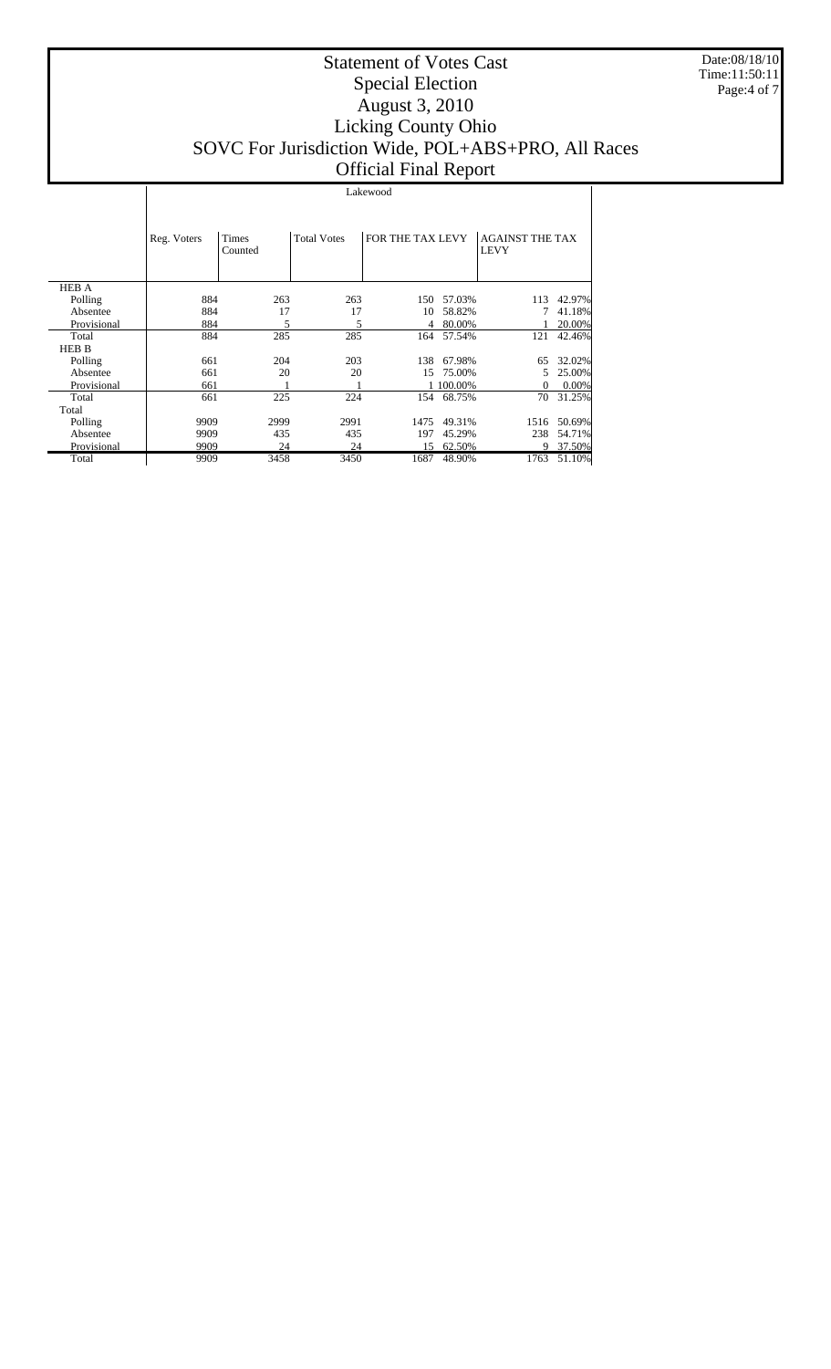# Statement of Votes Cast
## Special Election
## August 3, 2010
## Licking County Ohio
## SOVC For Jurisdiction Wide, POL+ABS+PRO, All Races
## Official Final Report

Date:08/18/10
Time:11:50:11

Lakewood

| | Reg. Voters | Times Counted | Total Votes | FOR THE TAX LEVY | | AGAINST THE TAX LEVY | |
|---|---|---|---|---|---|---|---|
| HEB A | | | | | | | |
| Polling | 884 | 263 | 263 | 150 | 57.03% | 113 | 42.97% |
| Absentee | 884 | 17 | 17 | 10 | 58.82% | 7 | 41.18% |
| Provisional | 884 | 5 | 5 | 4 | 80.00% | 1 | 20.00% |
| Total | 884 | 285 | 285 | 164 | 57.54% | 121 | 42.46% |
| HEB B | | | | | | | |
| Polling | 661 | 204 | 203 | 138 | 67.98% | 65 | 32.02% |
| Absentee | 661 | 20 | 20 | 15 | 75.00% | 5 | 25.00% |
| Provisional | 661 | 1 | 1 | 1 | 100.00% | 0 | 0.00% |
| Total | 661 | 225 | 224 | 154 | 68.75% | 70 | 31.25% |
| Total | | | | | | | |
| Polling | 9909 | 2999 | 2991 | 1475 | 49.31% | 1516 | 50.69% |
| Absentee | 9909 | 435 | 435 | 197 | 45.29% | 238 | 54.71% |
| Provisional | 9909 | 24 | 24 | 15 | 62.50% | 9 | 37.50% |
| Total | 9909 | 3458 | 3450 | 1687 | 48.90% | 1763 | 51.10% |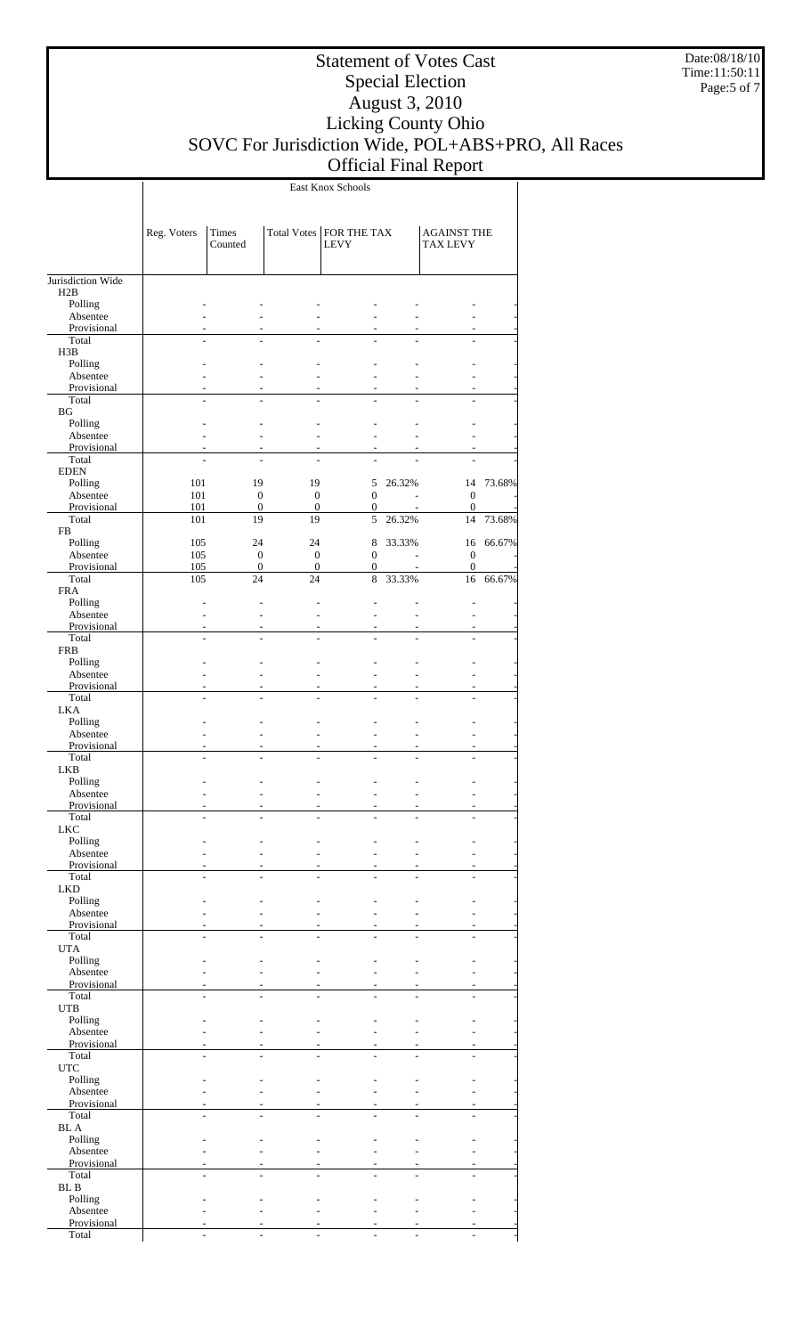# Statement of Votes Cast
## Special Election
## August 3, 2010
## Licking County Ohio
## SOVC For Jurisdiction Wide, POL+ABS+PRO, All Races
## Official Final Report

East Knox Schools

| | Reg. Voters | Times Counted | Total Votes | FOR THE TAX LEVY | | AGAINST THE TAX LEVY | |
|---|---|---|---|---|---|---|---|
| Jurisdiction Wide | | | | | | | |
| H2B | | | | | | | |
| Polling | - | - | - | - | - | - | - |
| Absentee | - | - | - | - | - | - | - |
| Provisional | - | - | - | - | - | - | - |
| Total | - | - | - | - | - | - | - |
| H3B | | | | | | | |
| Polling | - | - | - | - | - | - | - |
| Absentee | - | - | - | - | - | - | - |
| Provisional | - | - | - | - | - | - | - |
| Total | - | - | - | - | - | - | - |
| BG | | | | | | | |
| Polling | - | - | - | - | - | - | - |
| Absentee | - | - | - | - | - | - | - |
| Provisional | - | - | - | - | - | - | - |
| Total | - | - | - | - | - | - | - |
| EDEN | | | | | | | |
| Polling | 101 | 19 | 19 | 5 | 26.32% | 14 | 73.68% |
| Absentee | 101 | 0 | 0 | 0 | - | 0 | - |
| Provisional | 101 | 0 | 0 | 0 | - | 0 | - |
| Total | 101 | 19 | 19 | 5 | 26.32% | 14 | 73.68% |
| FB | | | | | | | |
| Polling | 105 | 24 | 24 | 8 | 33.33% | 16 | 66.67% |
| Absentee | 105 | 0 | 0 | 0 | - | 0 | - |
| Provisional | 105 | 0 | 0 | 0 | - | 0 | - |
| Total | 105 | 24 | 24 | 8 | 33.33% | 16 | 66.67% |
| FRA | | | | | | | |
| Polling | - | - | - | - | - | - | - |
| Absentee | - | - | - | - | - | - | - |
| Provisional | - | - | - | - | - | - | - |
| Total | - | - | - | - | - | - | - |
| FRB | | | | | | | |
| Polling | - | - | - | - | - | - | - |
| Absentee | - | - | - | - | - | - | - |
| Provisional | - | - | - | - | - | - | - |
| Total | - | - | - | - | - | - | - |
| LKA | | | | | | | |
| Polling | - | - | - | - | - | - | - |
| Absentee | - | - | - | - | - | - | - |
| Provisional | - | - | - | - | - | - | - |
| Total | - | - | - | - | - | - | - |
| LKB | | | | | | | |
| Polling | - | - | - | - | - | - | - |
| Absentee | - | - | - | - | - | - | - |
| Provisional | - | - | - | - | - | - | - |
| Total | - | - | - | - | - | - | - |
| LKC | | | | | | | |
| Polling | - | - | - | - | - | - | - |
| Absentee | - | - | - | - | - | - | - |
| Provisional | - | - | - | - | - | - | - |
| Total | - | - | - | - | - | - | - |
| LKD | | | | | | | |
| Polling | - | - | - | - | - | - | - |
| Absentee | - | - | - | - | - | - | - |
| Provisional | - | - | - | - | - | - | - |
| Total | - | - | - | - | - | - | - |
| UTA | | | | | | | |
| Polling | - | - | - | - | - | - | - |
| Absentee | - | - | - | - | - | - | - |
| Provisional | - | - | - | - | - | - | - |
| Total | - | - | - | - | - | - | - |
| UTB | | | | | | | |
| Polling | - | - | - | - | - | - | - |
| Absentee | - | - | - | - | - | - | - |
| Provisional | - | - | - | - | - | - | - |
| Total | - | - | - | - | - | - | - |
| UTC | | | | | | | |
| Polling | - | - | - | - | - | - | - |
| Absentee | - | - | - | - | - | - | - |
| Provisional | - | - | - | - | - | - | - |
| Total | - | - | - | - | - | - | - |
| BL A | | | | | | | |
| Polling | - | - | - | - | - | - | - |
| Absentee | - | - | - | - | - | - | - |
| Provisional | - | - | - | - | - | - | - |
| Total | - | - | - | - | - | - | - |
| BL B | | | | | | | |
| Polling | - | - | - | - | - | - | - |
| Absentee | - | - | - | - | - | - | - |
| Provisional | - | - | - | - | - | - | - |
| Total | - | - | - | - | - | - | - |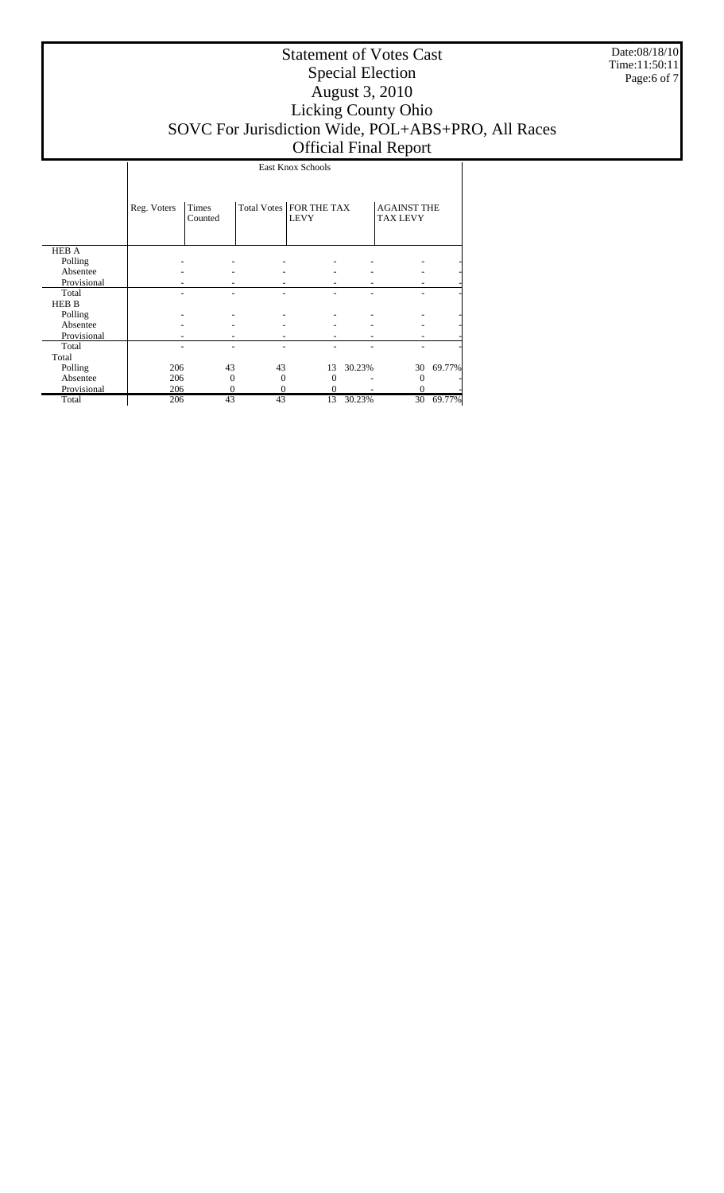# Statement of Votes Cast
## Special Election
## August 3, 2010
## Licking County Ohio
## SVOC For Jurisdiction Wide, POL+ABS+PRO, All Races
## Official Final Report

Date:08/18/10
Time:11:50:11

| | East Knox Schools | | | | | | |
|---|---|---|---|---|---|---|---|
| | Reg. Voters | Times Counted | Total Votes | FOR THE TAX LEVY | | AGAINST THE TAX LEVY | |
| **HEB A** | | | | | | | |
| Polling | - | - | - | - | - | - | - |
| Absentee | - | - | - | - | - | - | - |
| Provisional | - | - | - | - | - | - | - |
| Total | - | - | - | - | - | - | - |
| **HEB B** | | | | | | | |
| Polling | - | - | - | - | - | - | - |
| Absentee | - | - | - | - | - | - | - |
| Provisional | - | - | - | - | - | - | - |
| Total | - | - | - | - | - | - | - |
| **Total** | | | | | | | |
| Polling | 206 | 43 | 43 | 13 | 30.23% | 30 | 69.77% |
| Absentee | 206 | 0 | 0 | 0 | - | 0 | - |
| Provisional | 206 | 0 | 0 | 0 | - | 0 | - |
| Total | 206 | 43 | 43 | 13 | 30.23% | 30 | 69.77% |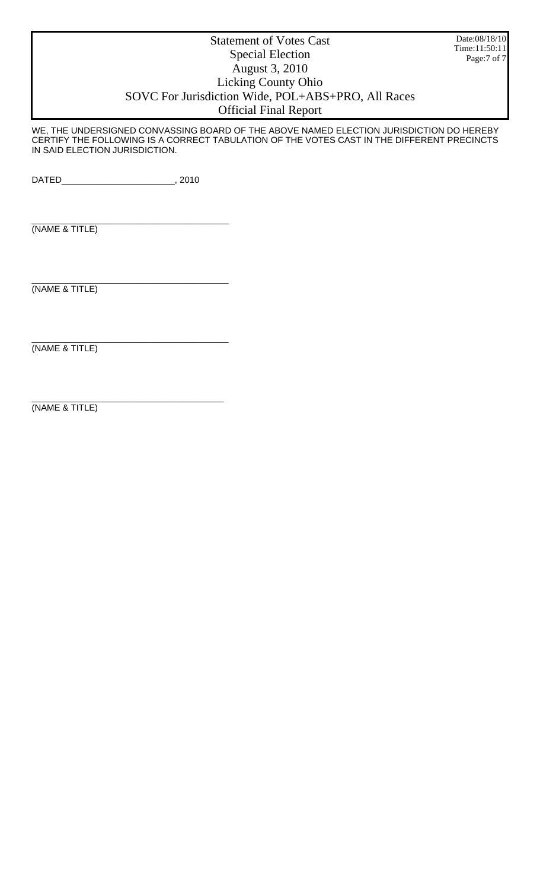Statement of Votes Cast
Special Election
August 3, 2010
Licking County Ohio
SOVC For Jurisdiction Wide, POL+ABS+PRO, All Races
Official Final Report

WE, THE UNDERSIGNED CONVASSING BOARD OF THE ABOVE NAMED ELECTION JURISDICTION DO HEREBY CERTIFY THE FOLLOWING IS A CORRECT TABULATION OF THE VOTES CAST IN THE DIFFERENT PRECINCTS IN SAID ELECTION JURISDICTION.

DATED______________________, 2010

______________________________
(NAME & TITLE)

______________________________
(NAME & TITLE)

______________________________
(NAME & TITLE)

______________________________
(NAME & TITLE)